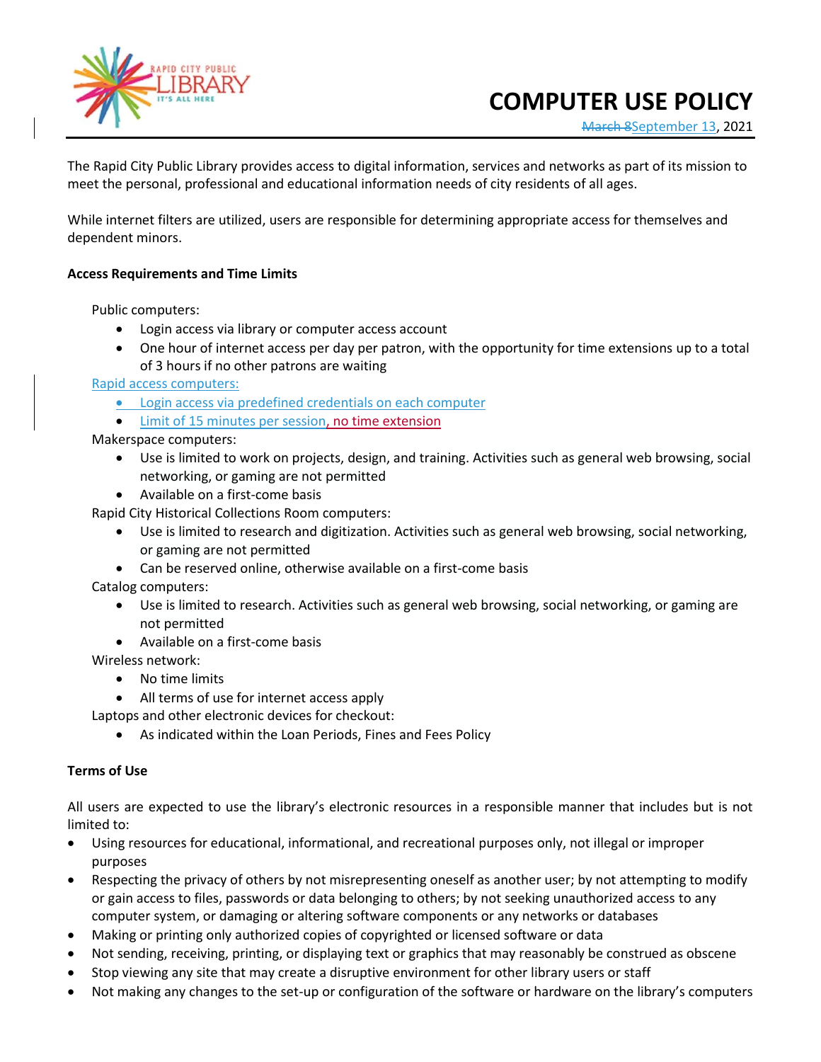# COMPUTER USE POLICY

~~March 8~~September 13, 2021

The Rapid City Public Library provides access to digital information, services and networks as part of its mission to meet the personal, professional and educational information needs of city residents of all ages.

While internet filters are utilized, users are responsible for determining appropriate access for themselves and dependent minors.

**Access Requirements and Time Limits**

Public computers:

- Login access via library or computer access account
- One hour of internet access per day per patron, with the opportunity for time extensions up to a total of 3 hours if no other patrons are waiting

Rapid access computers:

- Login access via predefined credentials on each computer
- Limit of 15 minutes per session, no time extension

Makerspace computers:

- Use is limited to work on projects, design, and training. Activities such as general web browsing, social networking, or gaming are not permitted
- Available on a first-come basis

Rapid City Historical Collections Room computers:

- Use is limited to research and digitization. Activities such as general web browsing, social networking, or gaming are not permitted
- Can be reserved online, otherwise available on a first-come basis

Catalog computers:

- Use is limited to research. Activities such as general web browsing, social networking, or gaming are not permitted
- Available on a first-come basis

Wireless network:

- No time limits
- All terms of use for internet access apply

Laptops and other electronic devices for checkout:

- As indicated within the Loan Periods, Fines and Fees Policy

**Terms of Use**

All users are expected to use the library's electronic resources in a responsible manner that includes but is not limited to:

- Using resources for educational, informational, and recreational purposes only, not illegal or improper purposes
- Respecting the privacy of others by not misrepresenting oneself as another user; by not attempting to modify or gain access to files, passwords or data belonging to others; by not seeking unauthorized access to any computer system, or damaging or altering software components or any networks or databases
- Making or printing only authorized copies of copyrighted or licensed software or data
- Not sending, receiving, printing, or displaying text or graphics that may reasonably be construed as obscene
- Stop viewing any site that may create a disruptive environment for other library users or staff
- Not making any changes to the set-up or configuration of the software or hardware on the library's computers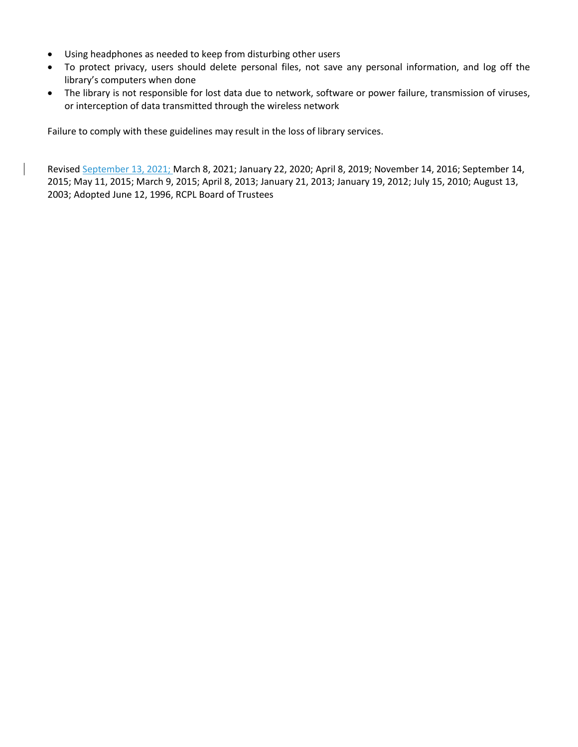- Using headphones as needed to keep from disturbing other users
- To protect privacy, users should delete personal files, not save any personal information, and log off the library's computers when done
- The library is not responsible for lost data due to network, software or power failure, transmission of viruses, or interception of data transmitted through the wireless network

Failure to comply with these guidelines may result in the loss of library services.

Revised September 13, 2021; March 8, 2021; January 22, 2020; April 8, 2019; November 14, 2016; September 14, 2015; May 11, 2015; March 9, 2015; April 8, 2013; January 21, 2013; January 19, 2012; July 15, 2010; August 13, 2003; Adopted June 12, 1996, RCPL Board of Trustees